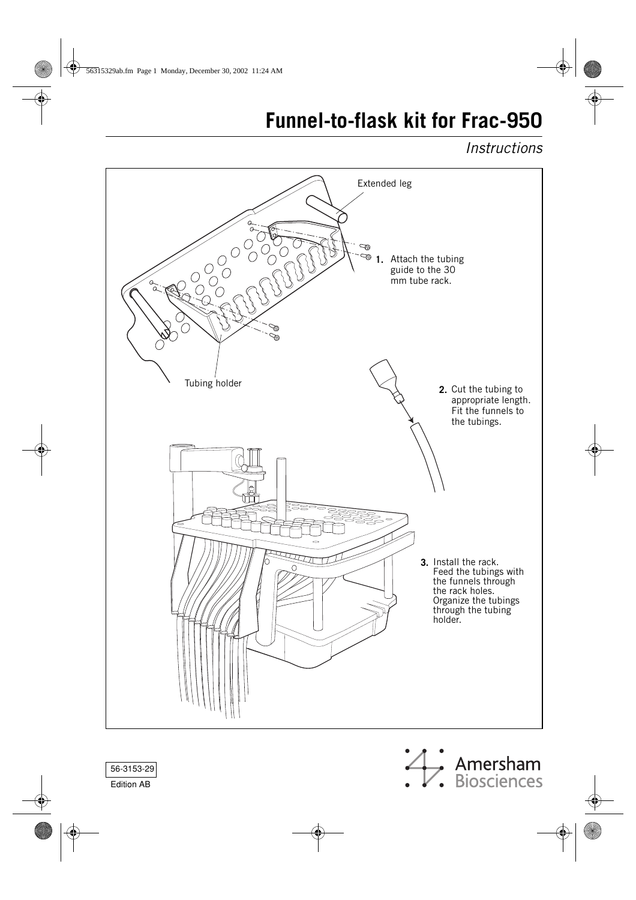# Funnel-to-flask kit for Frac-950

*Instructions*

Extended leg

1. Attach the tubing guide to the 30 mm tube rack.

Tubing holder

2. Cut the tubing to appropriate length. Fit the funnels to the tubings.

3. Install the rack. Feed the tubings with the funnels through the rack holes. Organize the tubings through the tubing holder.

56-3153-29

Edition AB

Amersham Biosciences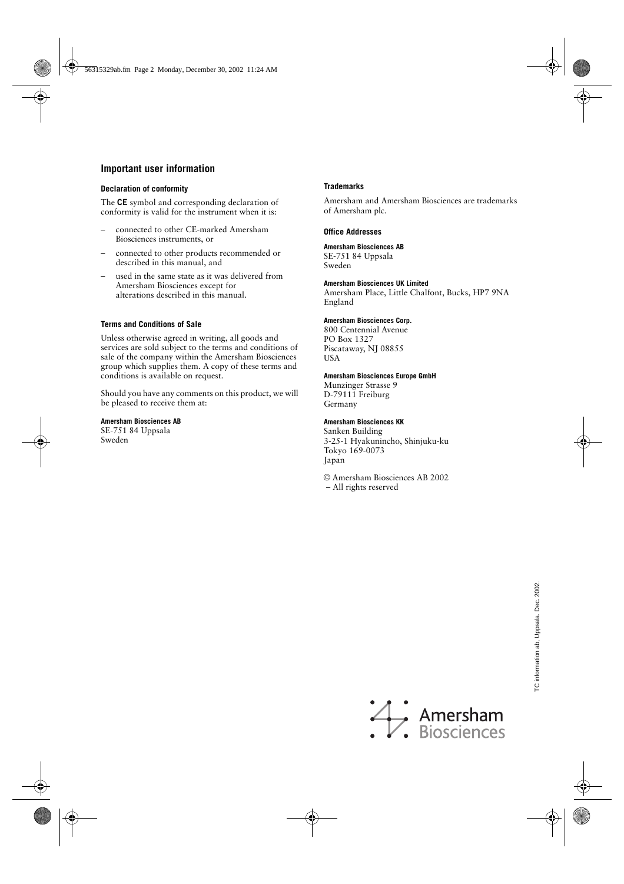## Important user information

### Declaration of conformity

The **CE** symbol and corresponding declaration of conformity is valid for the instrument when it is:

- connected to other CE-marked Amersham Biosciences instruments, or
- connected to other products recommended or described in this manual, and
- used in the same state as it was delivered from Amersham Biosciences except for alterations described in this manual.

### Terms and Conditions of Sale

Unless otherwise agreed in writing, all goods and services are sold subject to the terms and conditions of sale of the company within the Amersham Biosciences group which supplies them. A copy of these terms and conditions is available on request.

Should you have any comments on this product, we will be pleased to receive them at:

**Amersham Biosciences AB**
SE-751 84 Uppsala
Sweden

### Trademarks

Amersham and Amersham Biosciences are trademarks of Amersham plc.

### Office Addresses

**Amersham Biosciences AB**
SE-751 84 Uppsala
Sweden

**Amersham Biosciences UK Limited**
Amersham Place, Little Chalfont, Bucks, HP7 9NA
England

**Amersham Biosciences Corp.**
800 Centennial Avenue
PO Box 1327
Piscataway, NJ 08855
USA

**Amersham Biosciences Europe GmbH**
Munzinger Strasse 9
D-79111 Freiburg
Germany

**Amersham Biosciences KK**
Sanken Building
3-25-1 Hyakunincho, Shinjuku-ku
Tokyo 169-0073
Japan

© Amersham Biosciences AB 2002
– All rights reserved

TC information ab, Uppsala. Dec. 2002.

Amersham Biosciences